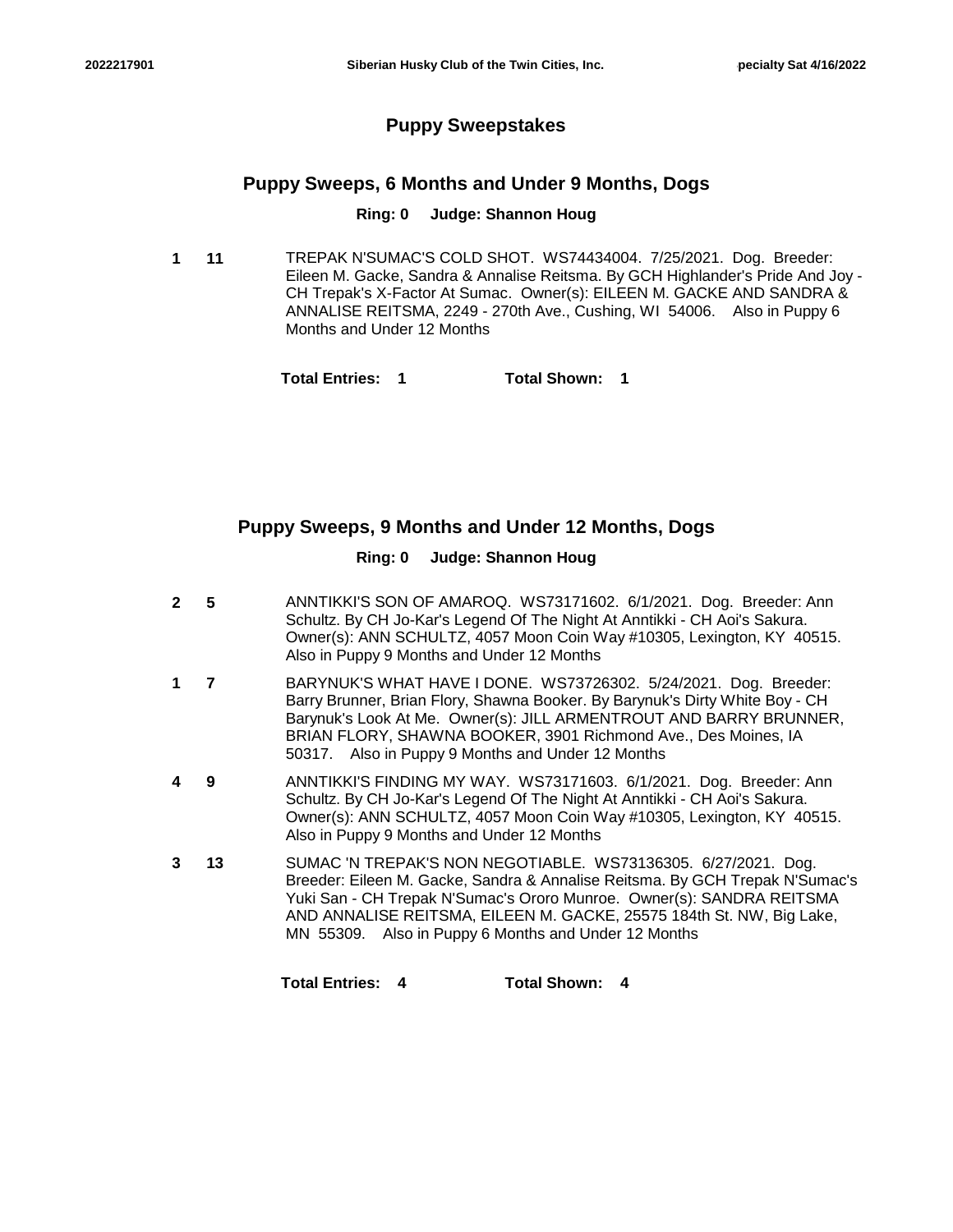# Puppy Sweepstakes

## Puppy Sweeps, 6 Months and Under 9 Months, Dogs

**Ring: 0 Judge: Shannon Houg**

**1** **11** TREPAK N'SUMAC'S COLD SHOT. WS74434004. 7/25/2021. Dog. Breeder: Eileen M. Gacke, Sandra & Annalise Reitsma. By GCH Highlander's Pride And Joy - CH Trepak's X-Factor At Sumac. Owner(s): EILEEN M. GACKE AND SANDRA & ANNALISE REITSMA, 2249 - 270th Ave., Cushing, WI 54006. Also in Puppy 6 Months and Under 12 Months

**Total Entries: 1** **Total Shown: 1**

## Puppy Sweeps, 9 Months and Under 12 Months, Dogs

**Ring: 0 Judge: Shannon Houg**

**2** **5** ANNTIKKI'S SON OF AMAROQ. WS73171602. 6/1/2021. Dog. Breeder: Ann Schultz. By CH Jo-Kar's Legend Of The Night At Anntikki - CH Aoi's Sakura. Owner(s): ANN SCHULTZ, 4057 Moon Coin Way #10305, Lexington, KY 40515. Also in Puppy 9 Months and Under 12 Months

**1** **7** BARYNUK'S WHAT HAVE I DONE. WS73726302. 5/24/2021. Dog. Breeder: Barry Brunner, Brian Flory, Shawna Booker. By Barynuk's Dirty White Boy - CH Barynuk's Look At Me. Owner(s): JILL ARMENTROUT AND BARRY BRUNNER, BRIAN FLORY, SHAWNA BOOKER, 3901 Richmond Ave., Des Moines, IA 50317. Also in Puppy 9 Months and Under 12 Months

**4** **9** ANNTIKKI'S FINDING MY WAY. WS73171603. 6/1/2021. Dog. Breeder: Ann Schultz. By CH Jo-Kar's Legend Of The Night At Anntikki - CH Aoi's Sakura. Owner(s): ANN SCHULTZ, 4057 Moon Coin Way #10305, Lexington, KY 40515. Also in Puppy 9 Months and Under 12 Months

**3** **13** SUMAC 'N TREPAK'S NON NEGOTIABLE. WS73136305. 6/27/2021. Dog. Breeder: Eileen M. Gacke, Sandra & Annalise Reitsma. By GCH Trepak N'Sumac's Yuki San - CH Trepak N'Sumac's Ororo Munroe. Owner(s): SANDRA REITSMA AND ANNALISE REITSMA, EILEEN M. GACKE, 25575 184th St. NW, Big Lake, MN 55309. Also in Puppy 6 Months and Under 12 Months

**Total Entries: 4** **Total Shown: 4**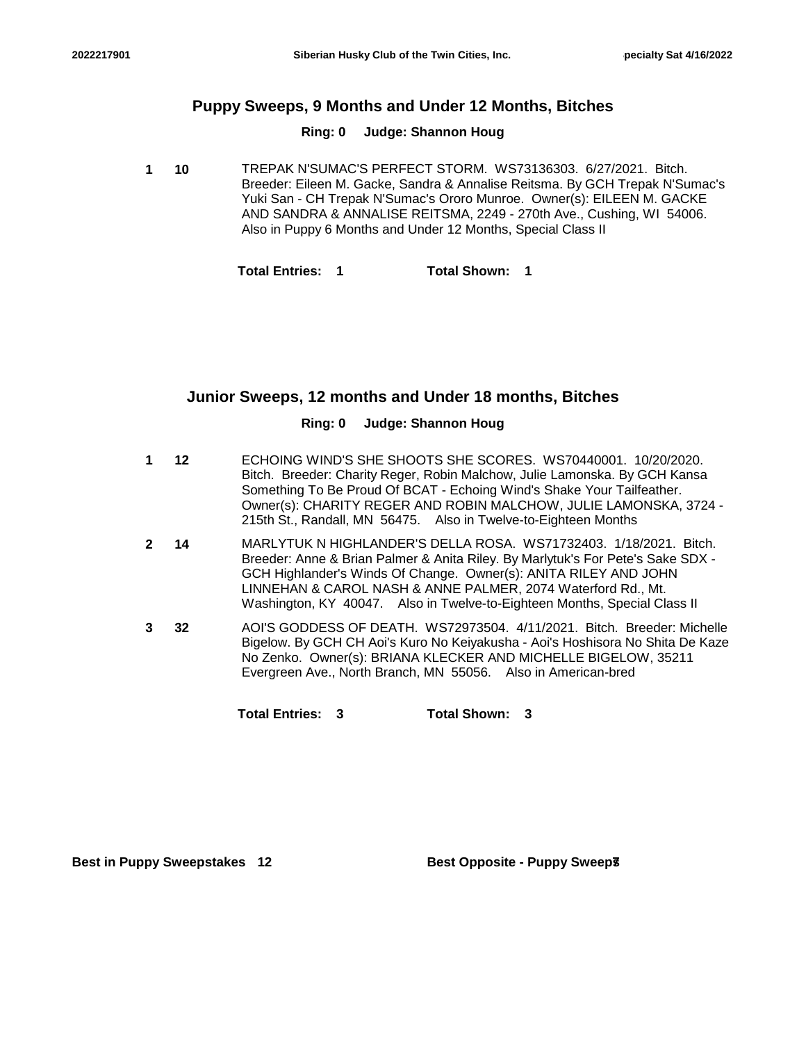## Puppy Sweeps, 9 Months and Under 12 Months, Bitches

**Ring: 0 Judge: Shannon Houg**

**1** **10** TREPAK N'SUMAC'S PERFECT STORM. WS73136303. 6/27/2021. Bitch. Breeder: Eileen M. Gacke, Sandra & Annalise Reitsma. By GCH Trepak N'Sumac's Yuki San - CH Trepak N'Sumac's Ororo Munroe. Owner(s): EILEEN M. GACKE AND SANDRA & ANNALISE REITSMA, 2249 - 270th Ave., Cushing, WI 54006. Also in Puppy 6 Months and Under 12 Months, Special Class II

**Total Entries: 1** **Total Shown: 1**

## Junior Sweeps, 12 months and Under 18 months, Bitches

**Ring: 0 Judge: Shannon Houg**

**1** **12** ECHOING WIND'S SHE SHOOTS SHE SCORES. WS70440001. 10/20/2020. Bitch. Breeder: Charity Reger, Robin Malchow, Julie Lamonska. By GCH Kansa Something To Be Proud Of BCAT - Echoing Wind's Shake Your Tailfeather. Owner(s): CHARITY REGER AND ROBIN MALCHOW, JULIE LAMONSKA, 3724 - 215th St., Randall, MN 56475. Also in Twelve-to-Eighteen Months

**2** **14** MARLYTUK N HIGHLANDER'S DELLA ROSA. WS71732403. 1/18/2021. Bitch. Breeder: Anne & Brian Palmer & Anita Riley. By Marlytuk's For Pete's Sake SDX - GCH Highlander's Winds Of Change. Owner(s): ANITA RILEY AND JOHN LINNEHAN & CAROL NASH & ANNE PALMER, 2074 Waterford Rd., Mt. Washington, KY 40047. Also in Twelve-to-Eighteen Months, Special Class II

**3** **32** AOI'S GODDESS OF DEATH. WS72973504. 4/11/2021. Bitch. Breeder: Michelle Bigelow. By GCH CH Aoi's Kuro No Keiyakusha - Aoi's Hoshisora No Shita De Kaze No Zenko. Owner(s): BRIANA KLECKER AND MICHELLE BIGELOW, 35211 Evergreen Ave., North Branch, MN 55056. Also in American-bred

**Total Entries: 3** **Total Shown: 3**

**Best in Puppy Sweepstakes 12** **Best Opposite - Puppy Sweeps 3**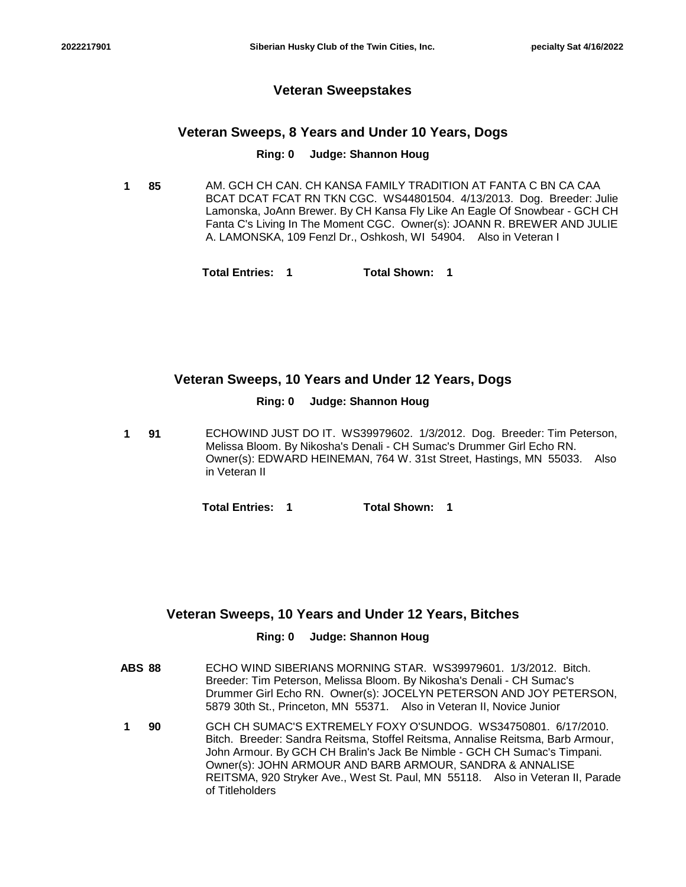## Veteran Sweepstakes

### Veteran Sweeps, 8 Years and Under 10 Years, Dogs

**Ring: 0 Judge: Shannon Houg**

**1 85** AM. GCH CH CAN. CH KANSA FAMILY TRADITION AT FANTA C BN CA CAA BCAT DCAT FCAT RN TKN CGC. WS44801504. 4/13/2013. Dog. Breeder: Julie Lamonska, JoAnn Brewer. By CH Kansa Fly Like An Eagle Of Snowbear - GCH CH Fanta C's Living In The Moment CGC. Owner(s): JOANN R. BREWER AND JULIE A. LAMONSKA, 109 Fenzl Dr., Oshkosh, WI 54904. Also in Veteran I

**Total Entries: 1 Total Shown: 1**

### Veteran Sweeps, 10 Years and Under 12 Years, Dogs

**Ring: 0 Judge: Shannon Houg**

**1 91** ECHOWIND JUST DO IT. WS39979602. 1/3/2012. Dog. Breeder: Tim Peterson, Melissa Bloom. By Nikosha's Denali - CH Sumac's Drummer Girl Echo RN. Owner(s): EDWARD HEINEMAN, 764 W. 31st Street, Hastings, MN 55033. Also in Veteran II

**Total Entries: 1 Total Shown: 1**

### Veteran Sweeps, 10 Years and Under 12 Years, Bitches

**Ring: 0 Judge: Shannon Houg**

**ABS 88** ECHO WIND SIBERIANS MORNING STAR. WS39979601. 1/3/2012. Bitch. Breeder: Tim Peterson, Melissa Bloom. By Nikosha's Denali - CH Sumac's Drummer Girl Echo RN. Owner(s): JOCELYN PETERSON AND JOY PETERSON, 5879 30th St., Princeton, MN 55371. Also in Veteran II, Novice Junior

**1 90** GCH CH SUMAC'S EXTREMELY FOXY O'SUNDOG. WS34750801. 6/17/2010. Bitch. Breeder: Sandra Reitsma, Stoffel Reitsma, Annalise Reitsma, Barb Armour, John Armour. By GCH CH Bralin's Jack Be Nimble - GCH CH Sumac's Timpani. Owner(s): JOHN ARMOUR AND BARB ARMOUR, SANDRA & ANNALISE REITSMA, 920 Stryker Ave., West St. Paul, MN 55118. Also in Veteran II, Parade of Titleholders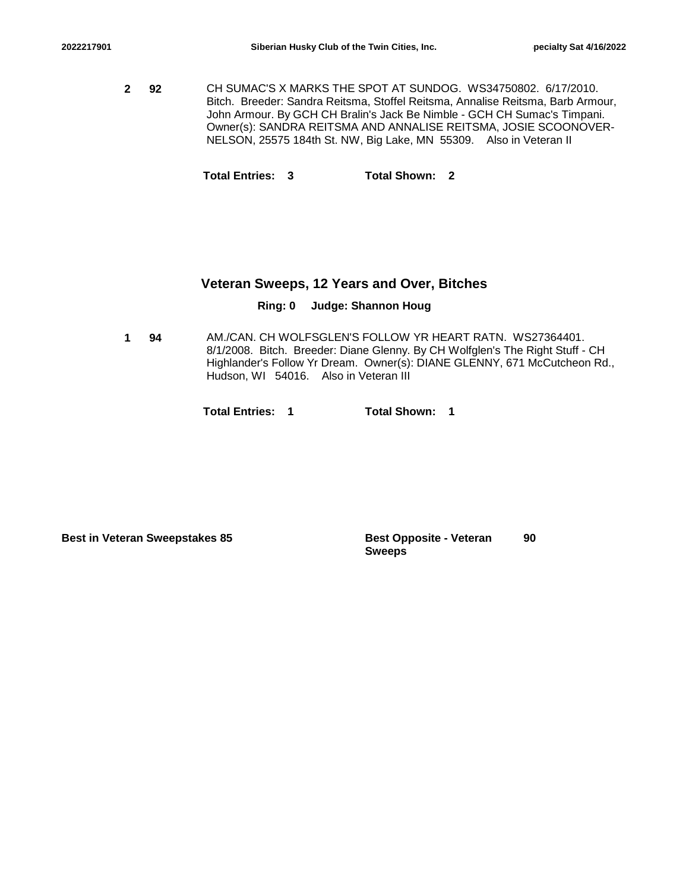**2** **92** CH SUMAC'S X MARKS THE SPOT AT SUNDOG. WS34750802. 6/17/2010. Bitch. Breeder: Sandra Reitsma, Stoffel Reitsma, Annalise Reitsma, Barb Armour, John Armour. By GCH CH Bralin's Jack Be Nimble - GCH CH Sumac's Timpani. Owner(s): SANDRA REITSMA AND ANNALISE REITSMA, JOSIE SCOONOVER-NELSON, 25575 184th St. NW, Big Lake, MN 55309. Also in Veteran II

**Total Entries: 3** **Total Shown: 2**

## Veteran Sweeps, 12 Years and Over, Bitches

**Ring: 0 Judge: Shannon Houg**

**1** **94** AM./CAN. CH WOLFSGLEN'S FOLLOW YR HEART RATN. WS27364401. 8/1/2008. Bitch. Breeder: Diane Glenny. By CH Wolfglen's The Right Stuff - CH Highlander's Follow Yr Dream. Owner(s): DIANE GLENNY, 671 McCutcheon Rd., Hudson, WI 54016. Also in Veteran III

**Total Entries: 1** **Total Shown: 1**

**Best in Veteran Sweepstakes 85** **Best Opposite - Veteran Sweeps 90**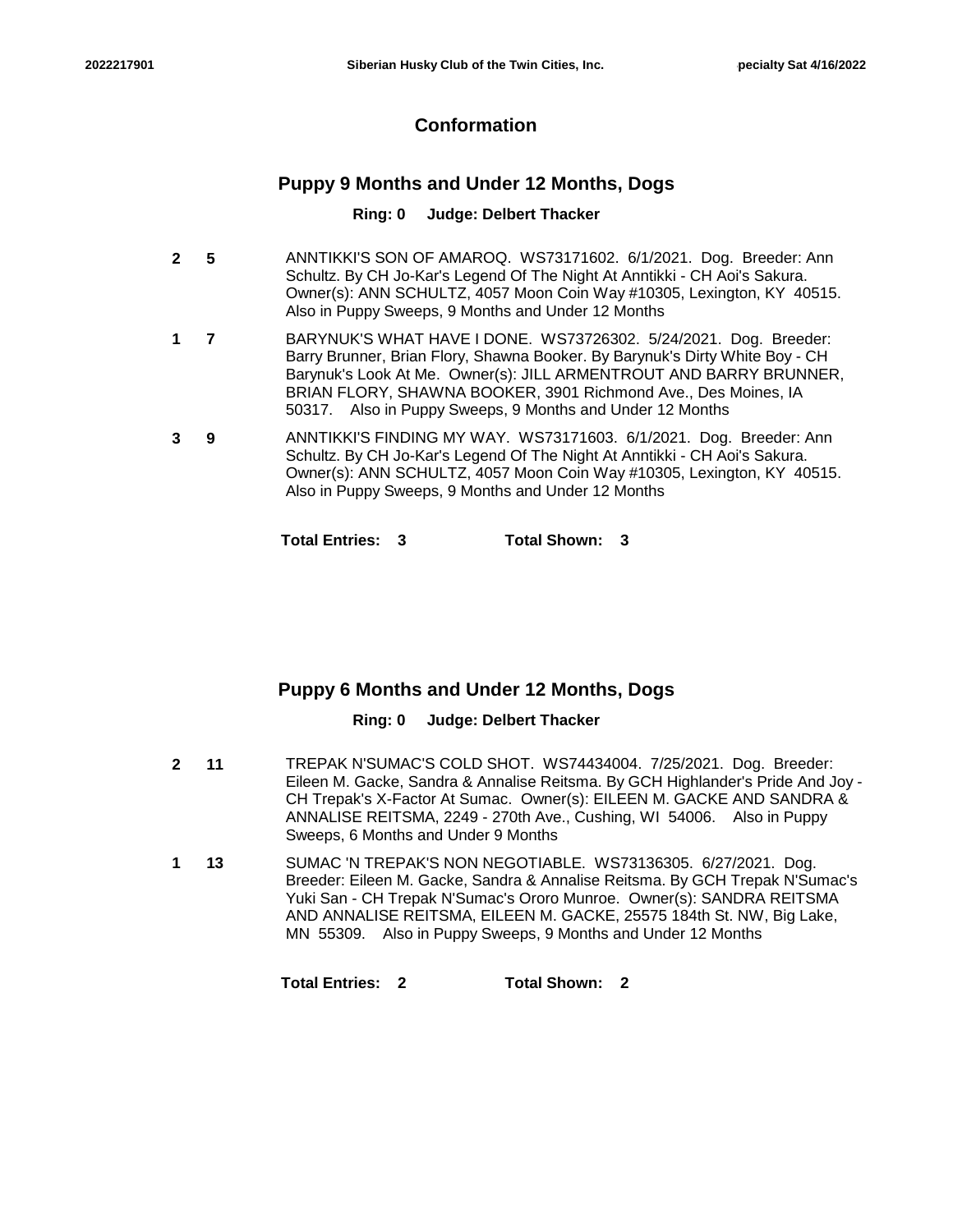## Conformation

### Puppy 9 Months and Under 12 Months, Dogs

**Ring: 0 Judge: Delbert Thacker**

**2** **5** ANNTIKKI'S SON OF AMAROQ. WS73171602. 6/1/2021. Dog. Breeder: Ann Schultz. By CH Jo-Kar's Legend Of The Night At Anntikki - CH Aoi's Sakura. Owner(s): ANN SCHULTZ, 4057 Moon Coin Way #10305, Lexington, KY 40515. Also in Puppy Sweeps, 9 Months and Under 12 Months

**1** **7** BARYNUK'S WHAT HAVE I DONE. WS73726302. 5/24/2021. Dog. Breeder: Barry Brunner, Brian Flory, Shawna Booker. By Barynuk's Dirty White Boy - CH Barynuk's Look At Me. Owner(s): JILL ARMENTROUT AND BARRY BRUNNER, BRIAN FLORY, SHAWNA BOOKER, 3901 Richmond Ave., Des Moines, IA 50317. Also in Puppy Sweeps, 9 Months and Under 12 Months

**3** **9** ANNTIKKI'S FINDING MY WAY. WS73171603. 6/1/2021. Dog. Breeder: Ann Schultz. By CH Jo-Kar's Legend Of The Night At Anntikki - CH Aoi's Sakura. Owner(s): ANN SCHULTZ, 4057 Moon Coin Way #10305, Lexington, KY 40515. Also in Puppy Sweeps, 9 Months and Under 12 Months

**Total Entries: 3** **Total Shown: 3**

### Puppy 6 Months and Under 12 Months, Dogs

**Ring: 0 Judge: Delbert Thacker**

**2** **11** TREPAK N'SUMAC'S COLD SHOT. WS74434004. 7/25/2021. Dog. Breeder: Eileen M. Gacke, Sandra & Annalise Reitsma. By GCH Highlander's Pride And Joy - CH Trepak's X-Factor At Sumac. Owner(s): EILEEN M. GACKE AND SANDRA & ANNALISE REITSMA, 2249 - 270th Ave., Cushing, WI 54006. Also in Puppy Sweeps, 6 Months and Under 9 Months

**1** **13** SUMAC 'N TREPAK'S NON NEGOTIABLE. WS73136305. 6/27/2021. Dog. Breeder: Eileen M. Gacke, Sandra & Annalise Reitsma. By GCH Trepak N'Sumac's Yuki San - CH Trepak N'Sumac's Ororo Munroe. Owner(s): SANDRA REITSMA AND ANNALISE REITSMA, EILEEN M. GACKE, 25575 184th St. NW, Big Lake, MN 55309. Also in Puppy Sweeps, 9 Months and Under 12 Months

**Total Entries: 2** **Total Shown: 2**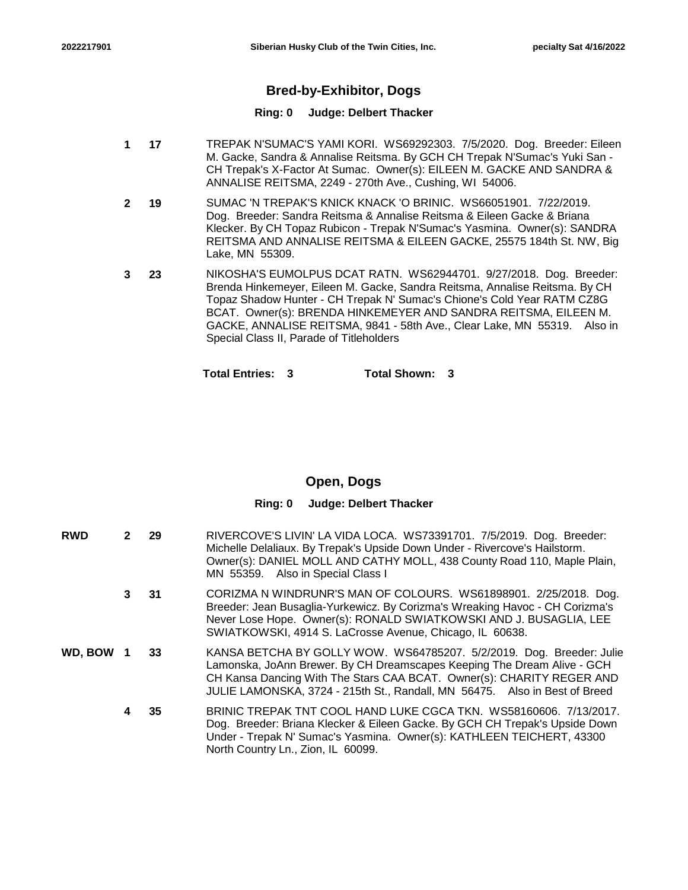## Bred-by-Exhibitor, Dogs

**Ring: 0 Judge: Delbert Thacker**

| Award | Place | Armband | Entry |
|---|---|---|---|
| | **1** | **17** | TREPAK N'SUMAC'S YAMI KORI. WS69292303. 7/5/2020. Dog. Breeder: Eileen M. Gacke, Sandra & Annalise Reitsma. By GCH CH Trepak N'Sumac's Yuki San - CH Trepak's X-Factor At Sumac. Owner(s): EILEEN M. GACKE AND SANDRA & ANNALISE REITSMA, 2249 - 270th Ave., Cushing, WI 54006. |
| | **2** | **19** | SUMAC 'N TREPAK'S KNICK KNACK 'O BRINIC. WS66051901. 7/22/2019. Dog. Breeder: Sandra Reitsma & Annalise Reitsma & Eileen Gacke & Briana Klecker. By CH Topaz Rubicon - Trepak N'Sumac's Yasmina. Owner(s): SANDRA REITSMA AND ANNALISE REITSMA & EILEEN GACKE, 25575 184th St. NW, Big Lake, MN 55309. |
| | **3** | **23** | NIKOSHA'S EUMOLPUS DCAT RATN. WS62944701. 9/27/2018. Dog. Breeder: Brenda Hinkemeyer, Eileen M. Gacke, Sandra Reitsma, Annalise Reitsma. By CH Topaz Shadow Hunter - CH Trepak N' Sumac's Chione's Cold Year RATM CZ8G BCAT. Owner(s): BRENDA HINKEMEYER AND SANDRA REITSMA, EILEEN M. GACKE, ANNALISE REITSMA, 9841 - 58th Ave., Clear Lake, MN 55319. Also in Special Class II, Parade of Titleholders |

**Total Entries: 3 Total Shown: 3**

## Open, Dogs

**Ring: 0 Judge: Delbert Thacker**

| Award | Place | Armband | Entry |
|---|---|---|---|
| **RWD** | **2** | **29** | RIVERCOVE'S LIVIN' LA VIDA LOCA. WS73391701. 7/5/2019. Dog. Breeder: Michelle Delaliaux. By Trepak's Upside Down Under - Rivercove's Hailstorm. Owner(s): DANIEL MOLL AND CATHY MOLL, 438 County Road 110, Maple Plain, MN 55359. Also in Special Class I |
| | **3** | **31** | CORIZMA N WINDRUNR'S MAN OF COLOURS. WS61898901. 2/25/2018. Dog. Breeder: Jean Busaglia-Yurkewicz. By Corizma's Wreaking Havoc - CH Corizma's Never Lose Hope. Owner(s): RONALD SWIATKOWSKI AND J. BUSAGLIA, LEE SWIATKOWSKI, 4914 S. LaCrosse Avenue, Chicago, IL 60638. |
| **WD, BOW** | **1** | **33** | KANSA BETCHA BY GOLLY WOW. WS64785207. 5/2/2019. Dog. Breeder: Julie Lamonska, JoAnn Brewer. By CH Dreamscapes Keeping The Dream Alive - GCH CH Kansa Dancing With The Stars CAA BCAT. Owner(s): CHARITY REGER AND JULIE LAMONSKA, 3724 - 215th St., Randall, MN 56475. Also in Best of Breed |
| | **4** | **35** | BRINIC TREPAK TNT COOL HAND LUKE CGCA TKN. WS58160606. 7/13/2017. Dog. Breeder: Briana Klecker & Eileen Gacke. By GCH CH Trepak's Upside Down Under - Trepak N' Sumac's Yasmina. Owner(s): KATHLEEN TEICHERT, 43300 North Country Ln., Zion, IL 60099. |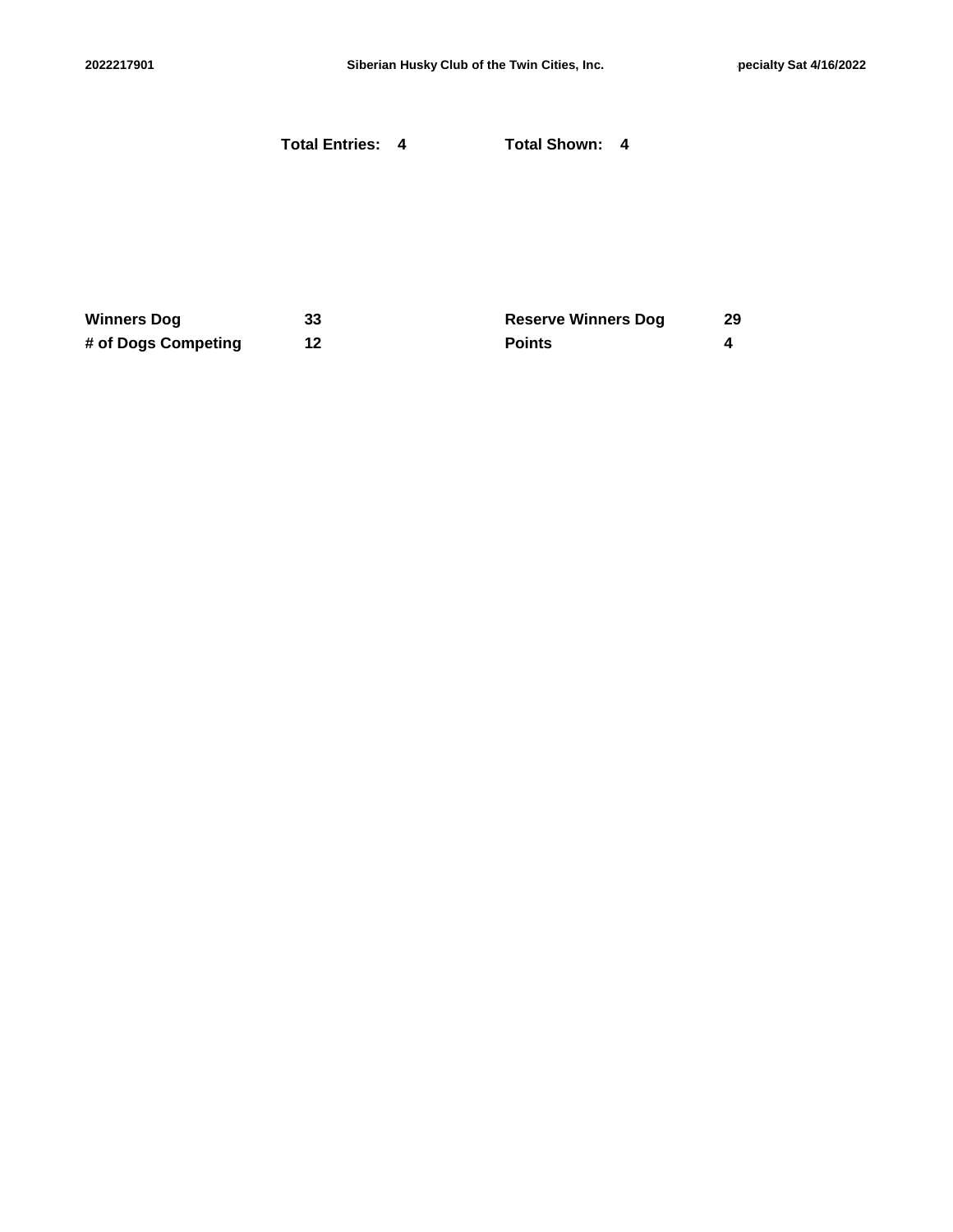**Total Entries:** 4 **Total Shown:** 4

| | | | |
|---|---|---|---|
| **Winners Dog** | **33** | **Reserve Winners Dog** | **29** |
| **# of Dogs Competing** | **12** | **Points** | **4** |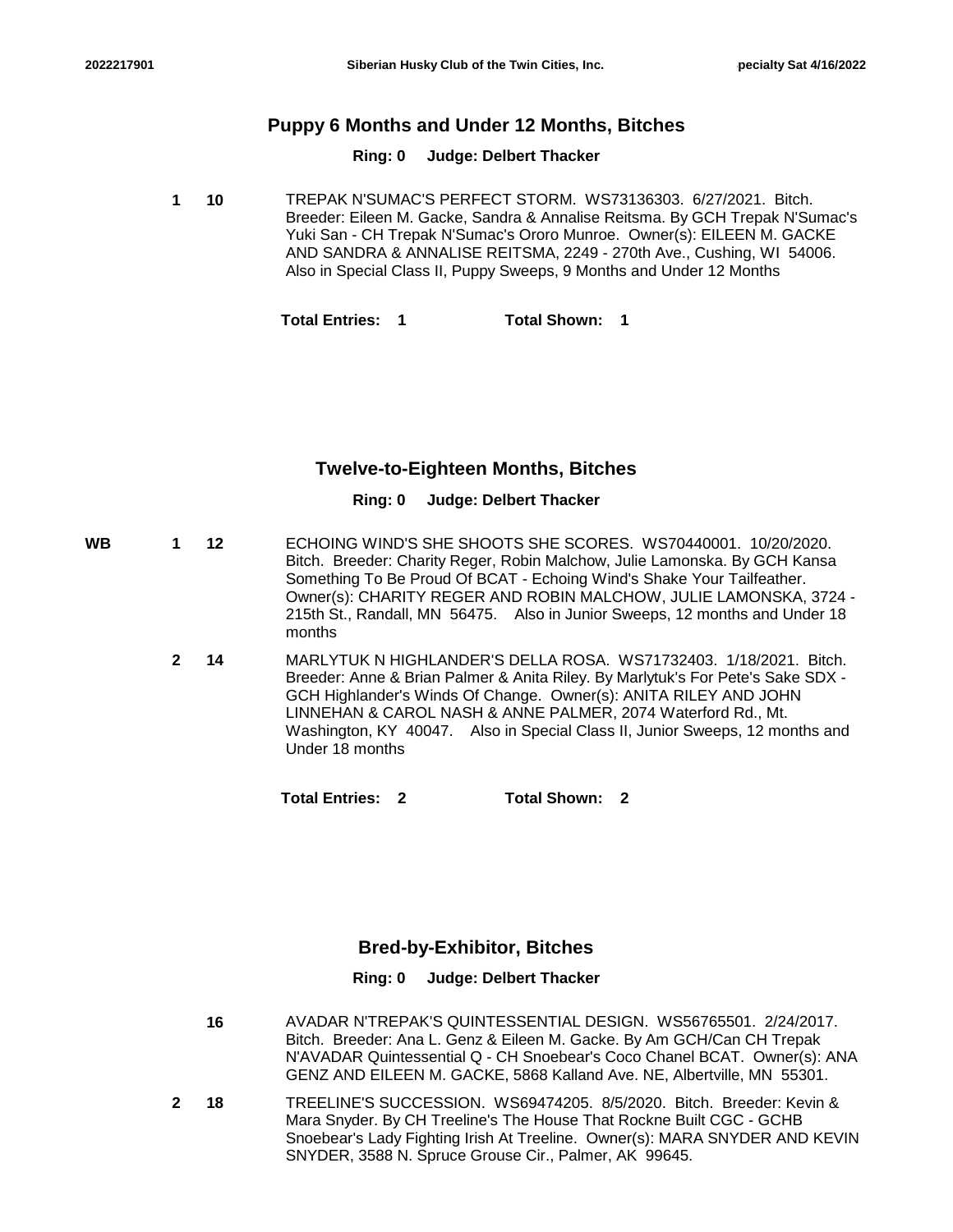## Puppy 6 Months and Under 12 Months, Bitches

**Ring: 0 Judge: Delbert Thacker**

1 10 TREPAK N'SUMAC'S PERFECT STORM. WS73136303. 6/27/2021. Bitch. Breeder: Eileen M. Gacke, Sandra & Annalise Reitsma. By GCH Trepak N'Sumac's Yuki San - CH Trepak N'Sumac's Ororo Munroe. Owner(s): EILEEN M. GACKE AND SANDRA & ANNALISE REITSMA, 2249 - 270th Ave., Cushing, WI 54006. Also in Special Class II, Puppy Sweeps, 9 Months and Under 12 Months

**Total Entries: 1 Total Shown: 1**

## Twelve-to-Eighteen Months, Bitches

**Ring: 0 Judge: Delbert Thacker**

WB 1 12 ECHOING WIND'S SHE SHOOTS SHE SCORES. WS70440001. 10/20/2020. Bitch. Breeder: Charity Reger, Robin Malchow, Julie Lamonska. By GCH Kansa Something To Be Proud Of BCAT - Echoing Wind's Shake Your Tailfeather. Owner(s): CHARITY REGER AND ROBIN MALCHOW, JULIE LAMONSKA, 3724 - 215th St., Randall, MN 56475. Also in Junior Sweeps, 12 months and Under 18 months

2 14 MARLYTUK N HIGHLANDER'S DELLA ROSA. WS71732403. 1/18/2021. Bitch. Breeder: Anne & Brian Palmer & Anita Riley. By Marlytuk's For Pete's Sake SDX - GCH Highlander's Winds Of Change. Owner(s): ANITA RILEY AND JOHN LINNEHAN & CAROL NASH & ANNE PALMER, 2074 Waterford Rd., Mt. Washington, KY 40047. Also in Special Class II, Junior Sweeps, 12 months and Under 18 months

**Total Entries: 2 Total Shown: 2**

## Bred-by-Exhibitor, Bitches

**Ring: 0 Judge: Delbert Thacker**

16 AVADAR N'TREPAK'S QUINTESSENTIAL DESIGN. WS56765501. 2/24/2017. Bitch. Breeder: Ana L. Genz & Eileen M. Gacke. By Am GCH/Can CH Trepak N'AVADAR Quintessential Q - CH Snoebear's Coco Chanel BCAT. Owner(s): ANA GENZ AND EILEEN M. GACKE, 5868 Kalland Ave. NE, Albertville, MN 55301.

2 18 TREELINE'S SUCCESSION. WS69474205. 8/5/2020. Bitch. Breeder: Kevin & Mara Snyder. By CH Treeline's The House That Rockne Built CGC - GCHB Snoebear's Lady Fighting Irish At Treeline. Owner(s): MARA SNYDER AND KEVIN SNYDER, 3588 N. Spruce Grouse Cir., Palmer, AK 99645.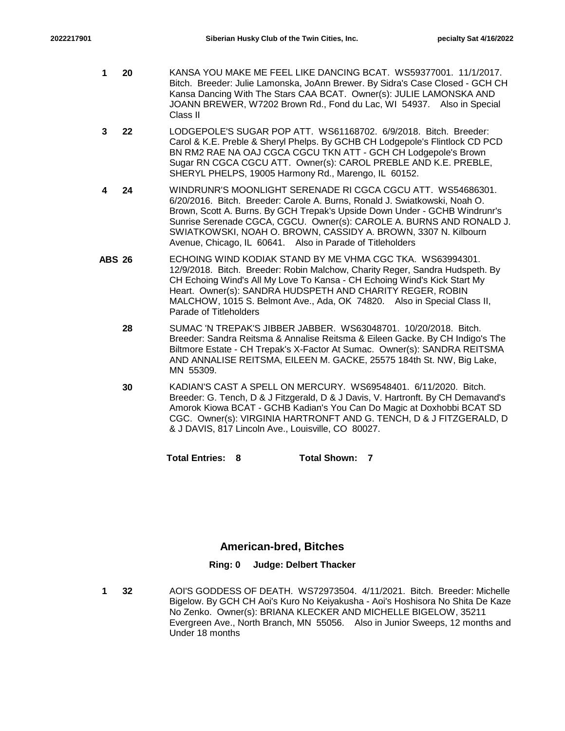**1** **20** KANSA YOU MAKE ME FEEL LIKE DANCING BCAT. WS59377001. 11/1/2017. Bitch. Breeder: Julie Lamonska, JoAnn Brewer. By Sidra's Case Closed - GCH CH Kansa Dancing With The Stars CAA BCAT. Owner(s): JULIE LAMONSKA AND JOANN BREWER, W7202 Brown Rd., Fond du Lac, WI 54937. Also in Special Class II

**3** **22** LODGEPOLE'S SUGAR POP ATT. WS61168702. 6/9/2018. Bitch. Breeder: Carol & K.E. Preble & Sheryl Phelps. By GCHB CH Lodgepole's Flintlock CD PCD BN RM2 RAE NA OAJ CGCA CGCU TKN ATT - GCH CH Lodgepole's Brown Sugar RN CGCA CGCU ATT. Owner(s): CAROL PREBLE AND K.E. PREBLE, SHERYL PHELPS, 19005 Harmony Rd., Marengo, IL 60152.

**4** **24** WINDRUNR'S MOONLIGHT SERENADE RI CGCA CGCU ATT. WS54686301. 6/20/2016. Bitch. Breeder: Carole A. Burns, Ronald J. Swiatkowski, Noah O. Brown, Scott A. Burns. By GCH Trepak's Upside Down Under - GCHB Windrunr's Sunrise Serenade CGCA, CGCU. Owner(s): CAROLE A. BURNS AND RONALD J. SWIATKOWSKI, NOAH O. BROWN, CASSIDY A. BROWN, 3307 N. Kilbourn Avenue, Chicago, IL 60641. Also in Parade of Titleholders

**ABS** **26** ECHOING WIND KODIAK STAND BY ME VHMA CGC TKA. WS63994301. 12/9/2018. Bitch. Breeder: Robin Malchow, Charity Reger, Sandra Hudspeth. By CH Echoing Wind's All My Love To Kansa - CH Echoing Wind's Kick Start My Heart. Owner(s): SANDRA HUDSPETH AND CHARITY REGER, ROBIN MALCHOW, 1015 S. Belmont Ave., Ada, OK 74820. Also in Special Class II, Parade of Titleholders

**28** SUMAC 'N TREPAK'S JIBBER JABBER. WS63048701. 10/20/2018. Bitch. Breeder: Sandra Reitsma & Annalise Reitsma & Eileen Gacke. By CH Indigo's The Biltmore Estate - CH Trepak's X-Factor At Sumac. Owner(s): SANDRA REITSMA AND ANNALISE REITSMA, EILEEN M. GACKE, 25575 184th St. NW, Big Lake, MN 55309.

**30** KADIAN'S CAST A SPELL ON MERCURY. WS69548401. 6/11/2020. Bitch. Breeder: G. Tench, D & J Fitzgerald, D & J Davis, V. Hartronft. By CH Demavand's Amorok Kiowa BCAT - GCHB Kadian's You Can Do Magic at Doxhobbi BCAT SD CGC. Owner(s): VIRGINIA HARTRONFT AND G. TENCH, D & J FITZGERALD, D & J DAVIS, 817 Lincoln Ave., Louisville, CO 80027.

**Total Entries: 8** **Total Shown: 7**

## American-bred, Bitches

**Ring: 0 Judge: Delbert Thacker**

**1** **32** AOI'S GODDESS OF DEATH. WS72973504. 4/11/2021. Bitch. Breeder: Michelle Bigelow. By GCH CH Aoi's Kuro No Keiyakusha - Aoi's Hoshisora No Shita De Kaze No Zenko. Owner(s): BRIANA KLECKER AND MICHELLE BIGELOW, 35211 Evergreen Ave., North Branch, MN 55056. Also in Junior Sweeps, 12 months and Under 18 months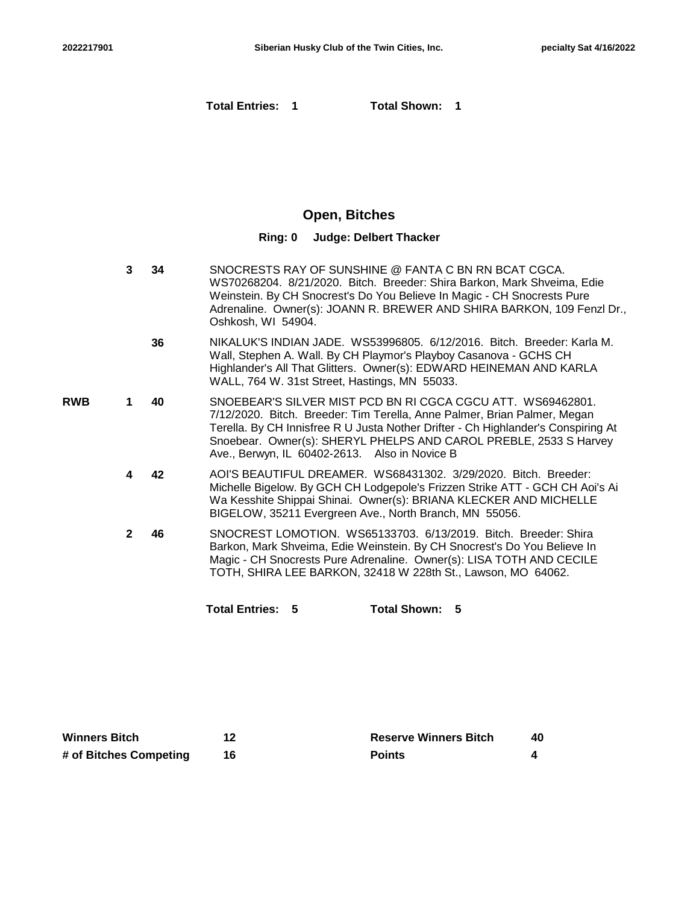**Total Entries: 1** **Total Shown: 1**

## Open, Bitches

**Ring: 0 Judge: Delbert Thacker**

| | | | |
|---|---|---|---|
| | **3** | **34** | SNOCRESTS RAY OF SUNSHINE @ FANTA C BN RN BCAT CGCA. WS70268204. 8/21/2020. Bitch. Breeder: Shira Barkon, Mark Shveima, Edie Weinstein. By CH Snocrest's Do You Believe In Magic - CH Snocrests Pure Adrenaline. Owner(s): JOANN R. BREWER AND SHIRA BARKON, 109 Fenzl Dr., Oshkosh, WI 54904. |
| | | **36** | NIKALUK'S INDIAN JADE. WS53996805. 6/12/2016. Bitch. Breeder: Karla M. Wall, Stephen A. Wall. By CH Playmor's Playboy Casanova - GCHS CH Highlander's All That Glitters. Owner(s): EDWARD HEINEMAN AND KARLA WALL, 764 W. 31st Street, Hastings, MN 55033. |
| **RWB** | **1** | **40** | SNOEBEAR'S SILVER MIST PCD BN RI CGCA CGCU ATT. WS69462801. 7/12/2020. Bitch. Breeder: Tim Terella, Anne Palmer, Brian Palmer, Megan Terella. By CH Innisfree R U Justa Nother Drifter - Ch Highlander's Conspiring At Snoebear. Owner(s): SHERYL PHELPS AND CAROL PREBLE, 2533 S Harvey Ave., Berwyn, IL 60402-2613. Also in Novice B |
| | **4** | **42** | AOI'S BEAUTIFUL DREAMER. WS68431302. 3/29/2020. Bitch. Breeder: Michelle Bigelow. By GCH CH Lodgepole's Frizzen Strike ATT - GCH CH Aoi's Ai Wa Kesshite Shippai Shinai. Owner(s): BRIANA KLECKER AND MICHELLE BIGELOW, 35211 Evergreen Ave., North Branch, MN 55056. |
| | **2** | **46** | SNOCREST LOMOTION. WS65133703. 6/13/2019. Bitch. Breeder: Shira Barkon, Mark Shveima, Edie Weinstein. By CH Snocrest's Do You Believe In Magic - CH Snocrests Pure Adrenaline. Owner(s): LISA TOTH AND CECILE TOTH, SHIRA LEE BARKON, 32418 W 228th St., Lawson, MO 64062. |

**Total Entries: 5** **Total Shown: 5**

| | | | |
|---|---|---|---|
| **Winners Bitch** | **12** | **Reserve Winners Bitch** | **40** |
| **# of Bitches Competing** | **16** | **Points** | **4** |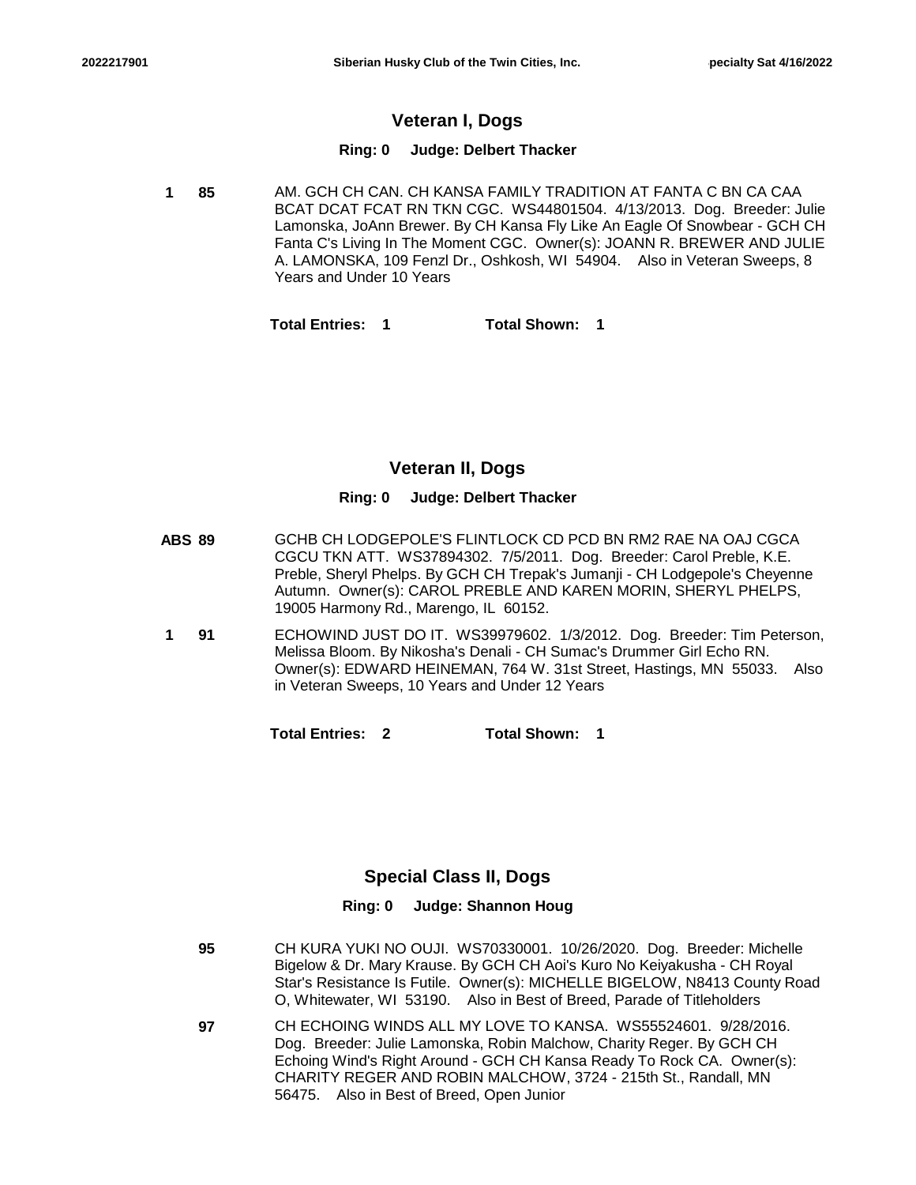## Veteran I, Dogs

**Ring: 0 Judge: Delbert Thacker**

**1 85** AM. GCH CH CAN. CH KANSA FAMILY TRADITION AT FANTA C BN CA CAA BCAT DCAT FCAT RN TKN CGC. WS44801504. 4/13/2013. Dog. Breeder: Julie Lamonska, JoAnn Brewer. By CH Kansa Fly Like An Eagle Of Snowbear - GCH CH Fanta C's Living In The Moment CGC. Owner(s): JOANN R. BREWER AND JULIE A. LAMONSKA, 109 Fenzl Dr., Oshkosh, WI 54904. Also in Veteran Sweeps, 8 Years and Under 10 Years

**Total Entries: 1 Total Shown: 1**

## Veteran II, Dogs

**Ring: 0 Judge: Delbert Thacker**

**ABS 89** GCHB CH LODGEPOLE'S FLINTLOCK CD PCD BN RM2 RAE NA OAJ CGCA CGCU TKN ATT. WS37894302. 7/5/2011. Dog. Breeder: Carol Preble, K.E. Preble, Sheryl Phelps. By GCH CH Trepak's Jumanji - CH Lodgepole's Cheyenne Autumn. Owner(s): CAROL PREBLE AND KAREN MORIN, SHERYL PHELPS, 19005 Harmony Rd., Marengo, IL 60152.

**1 91** ECHOWIND JUST DO IT. WS39979602. 1/3/2012. Dog. Breeder: Tim Peterson, Melissa Bloom. By Nikosha's Denali - CH Sumac's Drummer Girl Echo RN. Owner(s): EDWARD HEINEMAN, 764 W. 31st Street, Hastings, MN 55033. Also in Veteran Sweeps, 10 Years and Under 12 Years

**Total Entries: 2 Total Shown: 1**

## Special Class II, Dogs

**Ring: 0 Judge: Shannon Houg**

**95** CH KURA YUKI NO OUJI. WS70330001. 10/26/2020. Dog. Breeder: Michelle Bigelow & Dr. Mary Krause. By GCH CH Aoi's Kuro No Keiyakusha - CH Royal Star's Resistance Is Futile. Owner(s): MICHELLE BIGELOW, N8413 County Road O, Whitewater, WI 53190. Also in Best of Breed, Parade of Titleholders

**97** CH ECHOING WINDS ALL MY LOVE TO KANSA. WS55524601. 9/28/2016. Dog. Breeder: Julie Lamonska, Robin Malchow, Charity Reger. By GCH CH Echoing Wind's Right Around - GCH CH Kansa Ready To Rock CA. Owner(s): CHARITY REGER AND ROBIN MALCHOW, 3724 - 215th St., Randall, MN 56475. Also in Best of Breed, Open Junior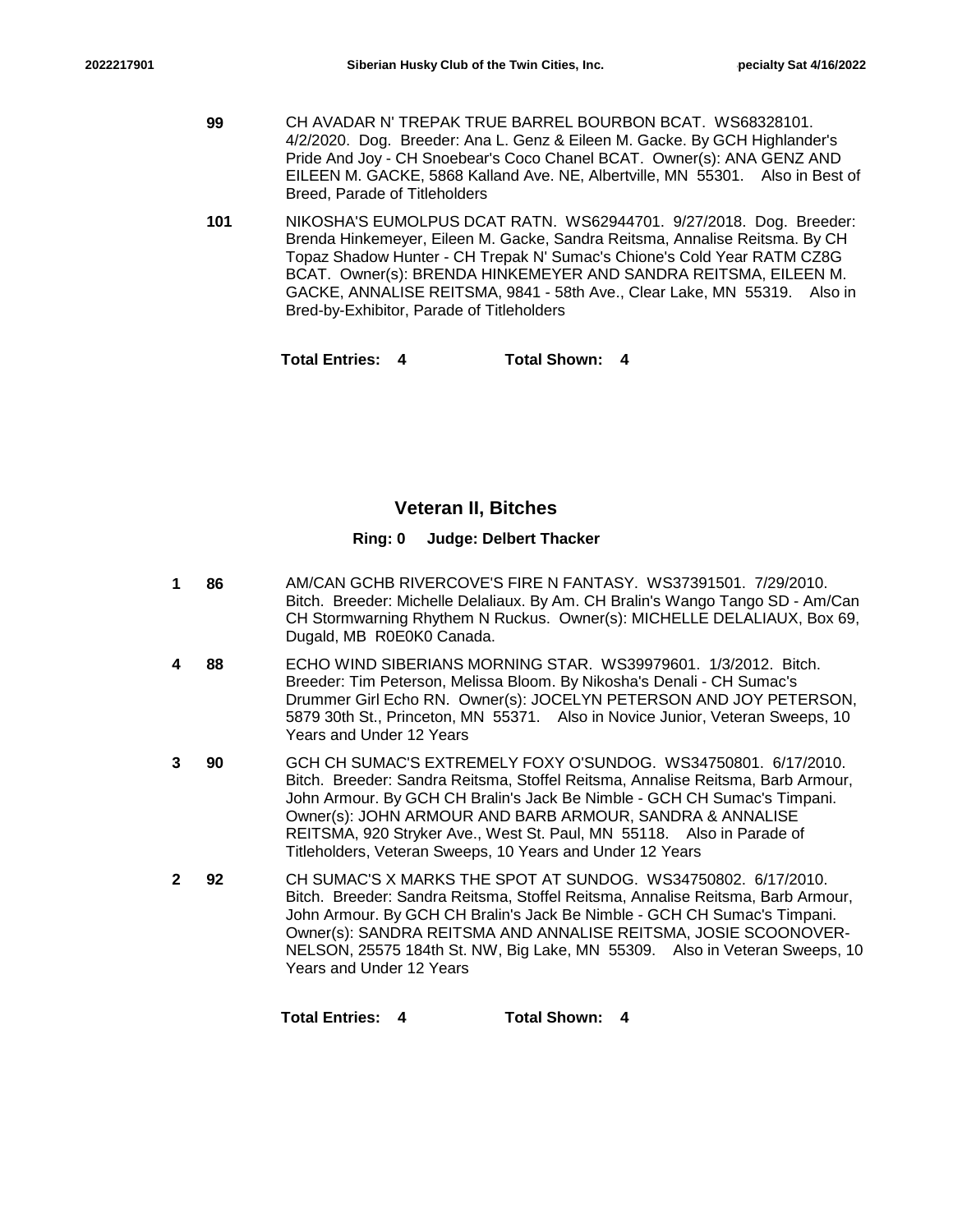**99** CH AVADAR N' TREPAK TRUE BARREL BOURBON BCAT. WS68328101. 4/2/2020. Dog. Breeder: Ana L. Genz & Eileen M. Gacke. By GCH Highlander's Pride And Joy - CH Snoebear's Coco Chanel BCAT. Owner(s): ANA GENZ AND EILEEN M. GACKE, 5868 Kalland Ave. NE, Albertville, MN 55301. Also in Best of Breed, Parade of Titleholders

**101** NIKOSHA'S EUMOLPUS DCAT RATN. WS62944701. 9/27/2018. Dog. Breeder: Brenda Hinkemeyer, Eileen M. Gacke, Sandra Reitsma, Annalise Reitsma. By CH Topaz Shadow Hunter - CH Trepak N' Sumac's Chione's Cold Year RATM CZ8G BCAT. Owner(s): BRENDA HINKEMEYER AND SANDRA REITSMA, EILEEN M. GACKE, ANNALISE REITSMA, 9841 - 58th Ave., Clear Lake, MN 55319. Also in Bred-by-Exhibitor, Parade of Titleholders

**Total Entries: 4 Total Shown: 4**

## Veteran II, Bitches

**Ring: 0 Judge: Delbert Thacker**

**1 86** AM/CAN GCHB RIVERCOVE'S FIRE N FANTASY. WS37391501. 7/29/2010. Bitch. Breeder: Michelle Delaliaux. By Am. CH Bralin's Wango Tango SD - Am/Can CH Stormwarning Rhythem N Ruckus. Owner(s): MICHELLE DELALIAUX, Box 69, Dugald, MB R0E0K0 Canada.

**4 88** ECHO WIND SIBERIANS MORNING STAR. WS39979601. 1/3/2012. Bitch. Breeder: Tim Peterson, Melissa Bloom. By Nikosha's Denali - CH Sumac's Drummer Girl Echo RN. Owner(s): JOCELYN PETERSON AND JOY PETERSON, 5879 30th St., Princeton, MN 55371. Also in Novice Junior, Veteran Sweeps, 10 Years and Under 12 Years

**3 90** GCH CH SUMAC'S EXTREMELY FOXY O'SUNDOG. WS34750801. 6/17/2010. Bitch. Breeder: Sandra Reitsma, Stoffel Reitsma, Annalise Reitsma, Barb Armour, John Armour. By GCH CH Bralin's Jack Be Nimble - GCH CH Sumac's Timpani. Owner(s): JOHN ARMOUR AND BARB ARMOUR, SANDRA & ANNALISE REITSMA, 920 Stryker Ave., West St. Paul, MN 55118. Also in Parade of Titleholders, Veteran Sweeps, 10 Years and Under 12 Years

**2 92** CH SUMAC'S X MARKS THE SPOT AT SUNDOG. WS34750802. 6/17/2010. Bitch. Breeder: Sandra Reitsma, Stoffel Reitsma, Annalise Reitsma, Barb Armour, John Armour. By GCH CH Bralin's Jack Be Nimble - GCH CH Sumac's Timpani. Owner(s): SANDRA REITSMA AND ANNALISE REITSMA, JOSIE SCOONOVER-NELSON, 25575 184th St. NW, Big Lake, MN 55309. Also in Veteran Sweeps, 10 Years and Under 12 Years

**Total Entries: 4 Total Shown: 4**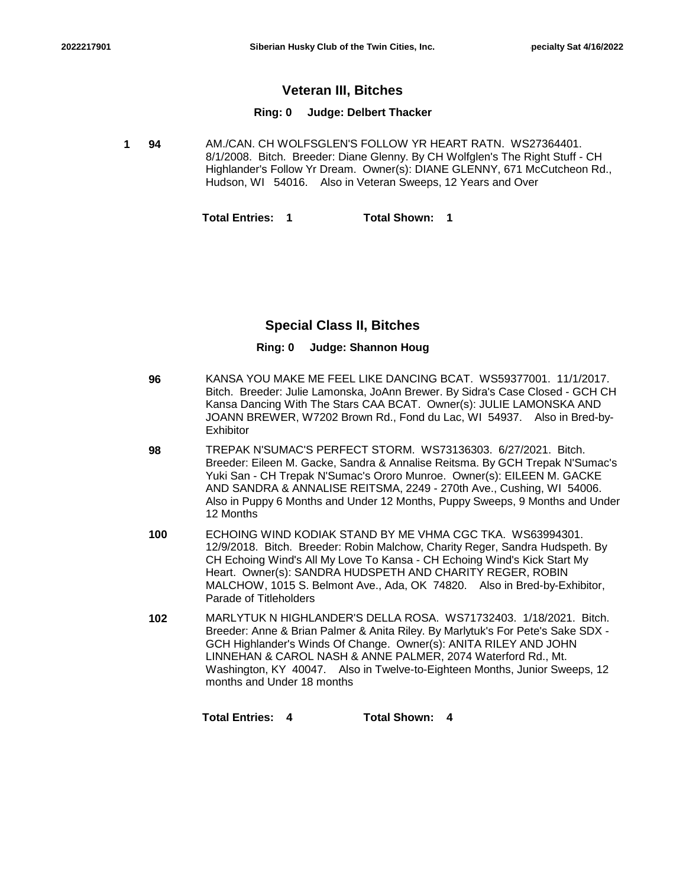## Veteran III, Bitches

**Ring: 0 Judge: Delbert Thacker**

**1** **94** AM./CAN. CH WOLFSGLEN'S FOLLOW YR HEART RATN. WS27364401. 8/1/2008. Bitch. Breeder: Diane Glenny. By CH Wolfglen's The Right Stuff - CH Highlander's Follow Yr Dream. Owner(s): DIANE GLENNY, 671 McCutcheon Rd., Hudson, WI 54016. Also in Veteran Sweeps, 12 Years and Over

**Total Entries: 1** **Total Shown: 1**

## Special Class II, Bitches

**Ring: 0 Judge: Shannon Houg**

**96** KANSA YOU MAKE ME FEEL LIKE DANCING BCAT. WS59377001. 11/1/2017. Bitch. Breeder: Julie Lamonska, JoAnn Brewer. By Sidra's Case Closed - GCH CH Kansa Dancing With The Stars CAA BCAT. Owner(s): JULIE LAMONSKA AND JOANN BREWER, W7202 Brown Rd., Fond du Lac, WI 54937. Also in Bred-by-Exhibitor

**98** TREPAK N'SUMAC'S PERFECT STORM. WS73136303. 6/27/2021. Bitch. Breeder: Eileen M. Gacke, Sandra & Annalise Reitsma. By GCH Trepak N'Sumac's Yuki San - CH Trepak N'Sumac's Ororo Munroe. Owner(s): EILEEN M. GACKE AND SANDRA & ANNALISE REITSMA, 2249 - 270th Ave., Cushing, WI 54006. Also in Puppy 6 Months and Under 12 Months, Puppy Sweeps, 9 Months and Under 12 Months

**100** ECHOING WIND KODIAK STAND BY ME VHMA CGC TKA. WS63994301. 12/9/2018. Bitch. Breeder: Robin Malchow, Charity Reger, Sandra Hudspeth. By CH Echoing Wind's All My Love To Kansa - CH Echoing Wind's Kick Start My Heart. Owner(s): SANDRA HUDSPETH AND CHARITY REGER, ROBIN MALCHOW, 1015 S. Belmont Ave., Ada, OK 74820. Also in Bred-by-Exhibitor, Parade of Titleholders

**102** MARLYTUK N HIGHLANDER'S DELLA ROSA. WS71732403. 1/18/2021. Bitch. Breeder: Anne & Brian Palmer & Anita Riley. By Marlytuk's For Pete's Sake SDX - GCH Highlander's Winds Of Change. Owner(s): ANITA RILEY AND JOHN LINNEHAN & CAROL NASH & ANNE PALMER, 2074 Waterford Rd., Mt. Washington, KY 40047. Also in Twelve-to-Eighteen Months, Junior Sweeps, 12 months and Under 18 months

**Total Entries: 4** **Total Shown: 4**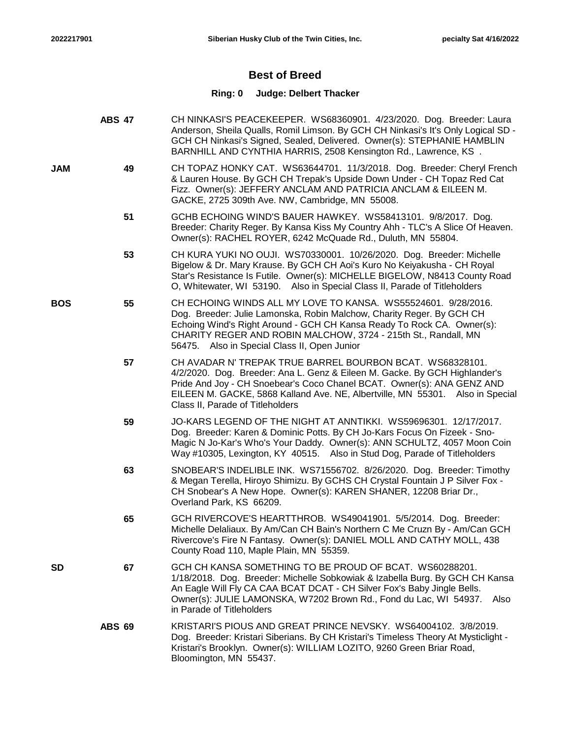## Best of Breed

**Ring: 0 Judge: Delbert Thacker**

| Award | No. | Entry |
|---|---|---|
| | ABS 47 | CH NINKASI'S PEACEKEEPER. WS68360901. 4/23/2020. Dog. Breeder: Laura Anderson, Sheila Qualls, Romil Limson. By GCH CH Ninkasi's It's Only Logical SD - GCH CH Ninkasi's Signed, Sealed, Delivered. Owner(s): STEPHANIE HAMBLIN BARNHILL AND CYNTHIA HARRIS, 2508 Kensington Rd., Lawrence, KS . |
| JAM | 49 | CH TOPAZ HONKY CAT. WS63644701. 11/3/2018. Dog. Breeder: Cheryl French & Lauren House. By GCH CH Trepak's Upside Down Under - CH Topaz Red Cat Fizz. Owner(s): JEFFERY ANCLAM AND PATRICIA ANCLAM & EILEEN M. GACKE, 2725 309th Ave. NW, Cambridge, MN 55008. |
| | 51 | GCHB ECHOING WIND'S BAUER HAWKEY. WS58413101. 9/8/2017. Dog. Breeder: Charity Reger. By Kansa Kiss My Country Ahh - TLC's A Slice Of Heaven. Owner(s): RACHEL ROYER, 6242 McQuade Rd., Duluth, MN 55804. |
| | 53 | CH KURA YUKI NO OUJI. WS70330001. 10/26/2020. Dog. Breeder: Michelle Bigelow & Dr. Mary Krause. By GCH CH Aoi's Kuro No Keiyakusha - CH Royal Star's Resistance Is Futile. Owner(s): MICHELLE BIGELOW, N8413 County Road O, Whitewater, WI 53190. Also in Special Class II, Parade of Titleholders |
| BOS | 55 | CH ECHOING WINDS ALL MY LOVE TO KANSA. WS55524601. 9/28/2016. Dog. Breeder: Julie Lamonska, Robin Malchow, Charity Reger. By GCH CH Echoing Wind's Right Around - GCH CH Kansa Ready To Rock CA. Owner(s): CHARITY REGER AND ROBIN MALCHOW, 3724 - 215th St., Randall, MN 56475. Also in Special Class II, Open Junior |
| | 57 | CH AVADAR N' TREPAK TRUE BARREL BOURBON BCAT. WS68328101. 4/2/2020. Dog. Breeder: Ana L. Genz & Eileen M. Gacke. By GCH Highlander's Pride And Joy - CH Snoebear's Coco Chanel BCAT. Owner(s): ANA GENZ AND EILEEN M. GACKE, 5868 Kalland Ave. NE, Albertville, MN 55301. Also in Special Class II, Parade of Titleholders |
| | 59 | JO-KARS LEGEND OF THE NIGHT AT ANNTIKKI. WS59696301. 12/17/2017. Dog. Breeder: Karen & Dominic Potts. By CH Jo-Kars Focus On Fizeek - Sno-Magic N Jo-Kar's Who's Your Daddy. Owner(s): ANN SCHULTZ, 4057 Moon Coin Way #10305, Lexington, KY 40515. Also in Stud Dog, Parade of Titleholders |
| | 63 | SNOBEAR'S INDELIBLE INK. WS71556702. 8/26/2020. Dog. Breeder: Timothy & Megan Terella, Hiroyo Shimizu. By GCHS CH Crystal Fountain J P Silver Fox - CH Snobear's A New Hope. Owner(s): KAREN SHANER, 12208 Briar Dr., Overland Park, KS 66209. |
| | 65 | GCH RIVERCOVE'S HEARTTHROB. WS49041901. 5/5/2014. Dog. Breeder: Michelle Delaliaux. By Am/Can CH Bain's Northern C Me Cruzn By - Am/Can GCH Rivercove's Fire N Fantasy. Owner(s): DANIEL MOLL AND CATHY MOLL, 438 County Road 110, Maple Plain, MN 55359. |
| SD | 67 | GCH CH KANSA SOMETHING TO BE PROUD OF BCAT. WS60288201. 1/18/2018. Dog. Breeder: Michelle Sobkowiak & Izabella Burg. By GCH CH Kansa An Eagle Will Fly CA CAA BCAT DCAT - CH Silver Fox's Baby Jingle Bells. Owner(s): JULIE LAMONSKA, W7202 Brown Rd., Fond du Lac, WI 54937. Also in Parade of Titleholders |
| | ABS 69 | KRISTARI'S PIOUS AND GREAT PRINCE NEVSKY. WS64004102. 3/8/2019. Dog. Breeder: Kristari Siberians. By CH Kristari's Timeless Theory At Mysticlight - Kristari's Brooklyn. Owner(s): WILLIAM LOZITO, 9260 Green Briar Road, Bloomington, MN 55437. |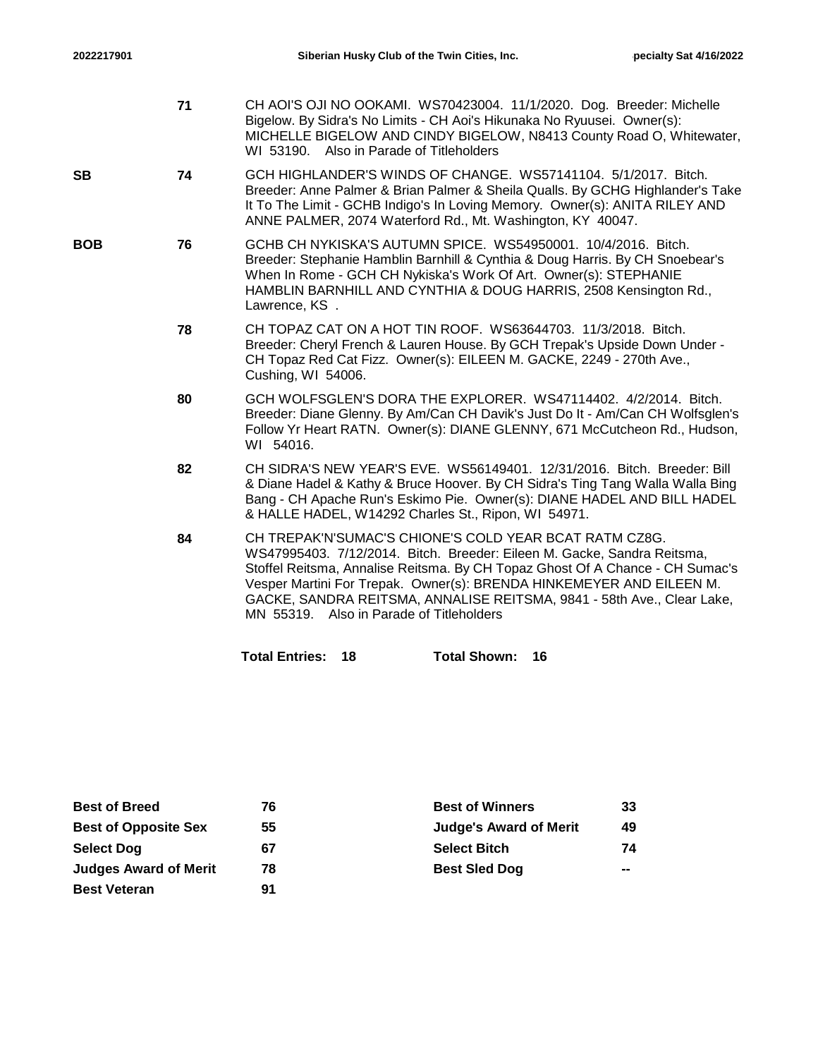| Award | # | Entry |
|---|---|---|
| | 71 | CH AOI'S OJI NO OOKAMI. WS70423004. 11/1/2020. Dog. Breeder: Michelle Bigelow. By Sidra's No Limits - CH Aoi's Hikunaka No Ryuusei. Owner(s): MICHELLE BIGELOW AND CINDY BIGELOW, N8413 County Road O, Whitewater, WI 53190. Also in Parade of Titleholders |
| SB | 74 | GCH HIGHLANDER'S WINDS OF CHANGE. WS57141104. 5/1/2017. Bitch. Breeder: Anne Palmer & Brian Palmer & Sheila Qualls. By GCHG Highlander's Take It To The Limit - GCHB Indigo's In Loving Memory. Owner(s): ANITA RILEY AND ANNE PALMER, 2074 Waterford Rd., Mt. Washington, KY 40047. |
| BOB | 76 | GCHB CH NYKISKA'S AUTUMN SPICE. WS54950001. 10/4/2016. Bitch. Breeder: Stephanie Hamblin Barnhill & Cynthia & Doug Harris. By CH Snoebear's When In Rome - GCH CH Nykiska's Work Of Art. Owner(s): STEPHANIE HAMBLIN BARNHILL AND CYNTHIA & DOUG HARRIS, 2508 Kensington Rd., Lawrence, KS . |
| | 78 | CH TOPAZ CAT ON A HOT TIN ROOF. WS63644703. 11/3/2018. Bitch. Breeder: Cheryl French & Lauren House. By GCH Trepak's Upside Down Under - CH Topaz Red Cat Fizz. Owner(s): EILEEN M. GACKE, 2249 - 270th Ave., Cushing, WI 54006. |
| | 80 | GCH WOLFSGLEN'S DORA THE EXPLORER. WS47114402. 4/2/2014. Bitch. Breeder: Diane Glenny. By Am/Can CH Davik's Just Do It - Am/Can CH Wolfsglen's Follow Yr Heart RATN. Owner(s): DIANE GLENNY, 671 McCutcheon Rd., Hudson, WI 54016. |
| | 82 | CH SIDRA'S NEW YEAR'S EVE. WS56149401. 12/31/2016. Bitch. Breeder: Bill & Diane Hadel & Kathy & Bruce Hoover. By CH Sidra's Ting Tang Walla Walla Bing Bang - CH Apache Run's Eskimo Pie. Owner(s): DIANE HADEL AND BILL HADEL & HALLE HADEL, W14292 Charles St., Ripon, WI 54971. |
| | 84 | CH TREPAK'N'SUMAC'S CHIONE'S COLD YEAR BCAT RATM CZ8G. WS47995403. 7/12/2014. Bitch. Breeder: Eileen M. Gacke, Sandra Reitsma, Stoffel Reitsma, Annalise Reitsma. By CH Topaz Ghost Of A Chance - CH Sumac's Vesper Martini For Trepak. Owner(s): BRENDA HINKEMEYER AND EILEEN M. GACKE, SANDRA REITSMA, ANNALISE REITSMA, 9841 - 58th Ave., Clear Lake, MN 55319. Also in Parade of Titleholders |

**Total Entries: 18** **Total Shown: 16**

| | | | |
|---|---|---|---|
| **Best of Breed** | **76** | **Best of Winners** | **33** |
| **Best of Opposite Sex** | **55** | **Judge's Award of Merit** | **49** |
| **Select Dog** | **67** | **Select Bitch** | **74** |
| **Judges Award of Merit** | **78** | **Best Sled Dog** | **--** |
| **Best Veteran** | **91** | | |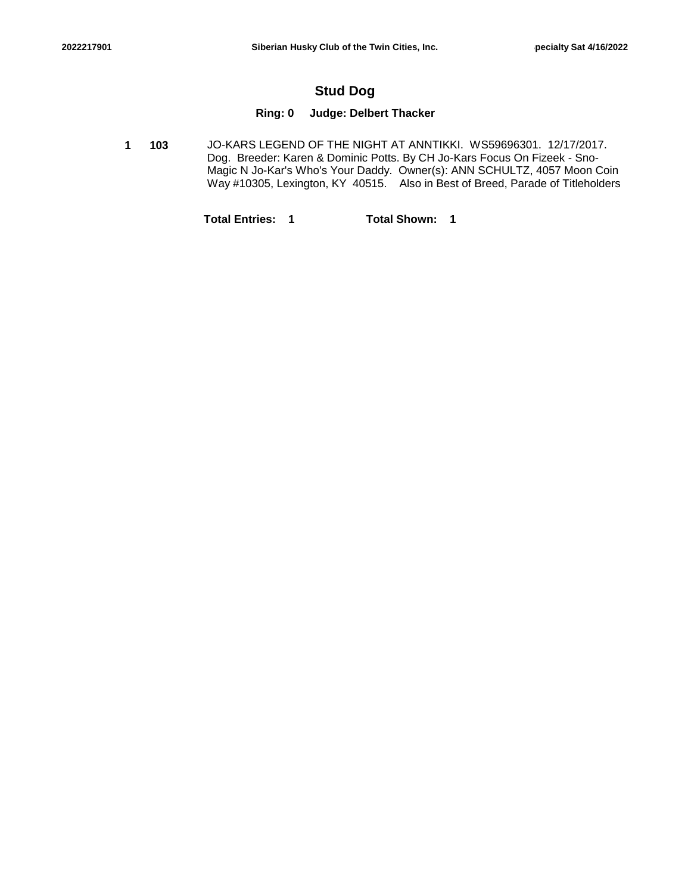## Stud Dog

**Ring: 0 Judge: Delbert Thacker**

**1** **103** JO-KARS LEGEND OF THE NIGHT AT ANNTIKKI. WS59696301. 12/17/2017. Dog. Breeder: Karen & Dominic Potts. By CH Jo-Kars Focus On Fizeek - Sno-Magic N Jo-Kar's Who's Your Daddy. Owner(s): ANN SCHULTZ, 4057 Moon Coin Way #10305, Lexington, KY 40515. Also in Best of Breed, Parade of Titleholders

**Total Entries: 1** **Total Shown: 1**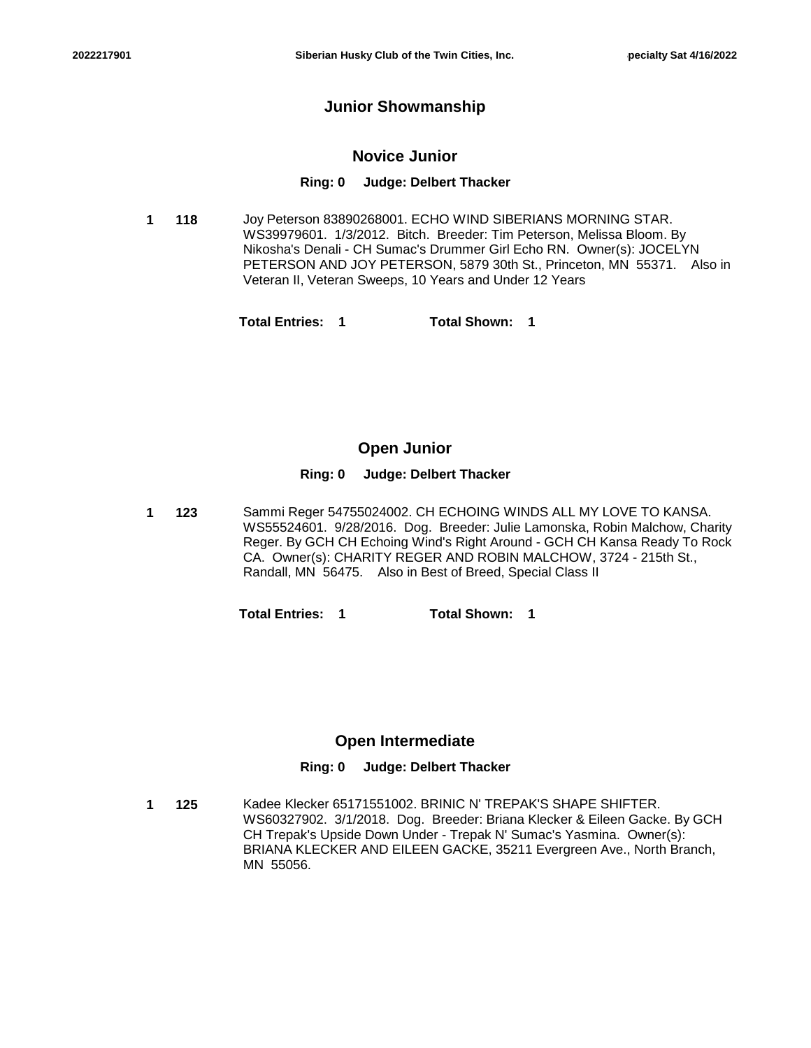## Junior Showmanship

### Novice Junior

**Ring: 0 Judge: Delbert Thacker**

**1** **118** Joy Peterson 83890268001. ECHO WIND SIBERIANS MORNING STAR. WS39979601. 1/3/2012. Bitch. Breeder: Tim Peterson, Melissa Bloom. By Nikosha's Denali - CH Sumac's Drummer Girl Echo RN. Owner(s): JOCELYN PETERSON AND JOY PETERSON, 5879 30th St., Princeton, MN 55371. Also in Veteran II, Veteran Sweeps, 10 Years and Under 12 Years

**Total Entries: 1** **Total Shown: 1**

### Open Junior

**Ring: 0 Judge: Delbert Thacker**

**1** **123** Sammi Reger 54755024002. CH ECHOING WINDS ALL MY LOVE TO KANSA. WS55524601. 9/28/2016. Dog. Breeder: Julie Lamonska, Robin Malchow, Charity Reger. By GCH CH Echoing Wind's Right Around - GCH CH Kansa Ready To Rock CA. Owner(s): CHARITY REGER AND ROBIN MALCHOW, 3724 - 215th St., Randall, MN 56475. Also in Best of Breed, Special Class II

**Total Entries: 1** **Total Shown: 1**

### Open Intermediate

**Ring: 0 Judge: Delbert Thacker**

**1** **125** Kadee Klecker 65171551002. BRINIC N' TREPAK'S SHAPE SHIFTER. WS60327902. 3/1/2018. Dog. Breeder: Briana Klecker & Eileen Gacke. By GCH CH Trepak's Upside Down Under - Trepak N' Sumac's Yasmina. Owner(s): BRIANA KLECKER AND EILEEN GACKE, 35211 Evergreen Ave., North Branch, MN 55056.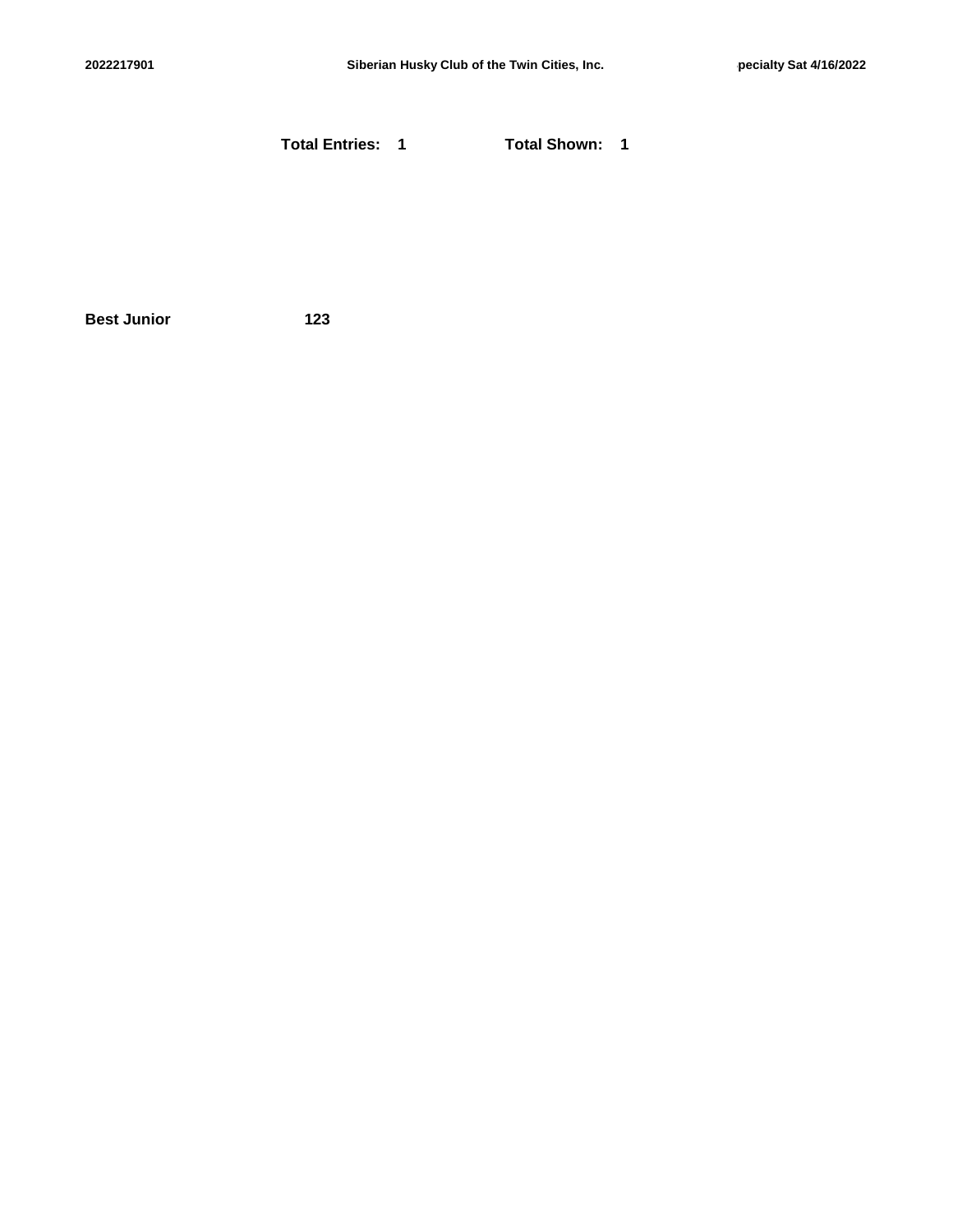**Total Entries: 1** **Total Shown: 1**

**Best Junior** **123**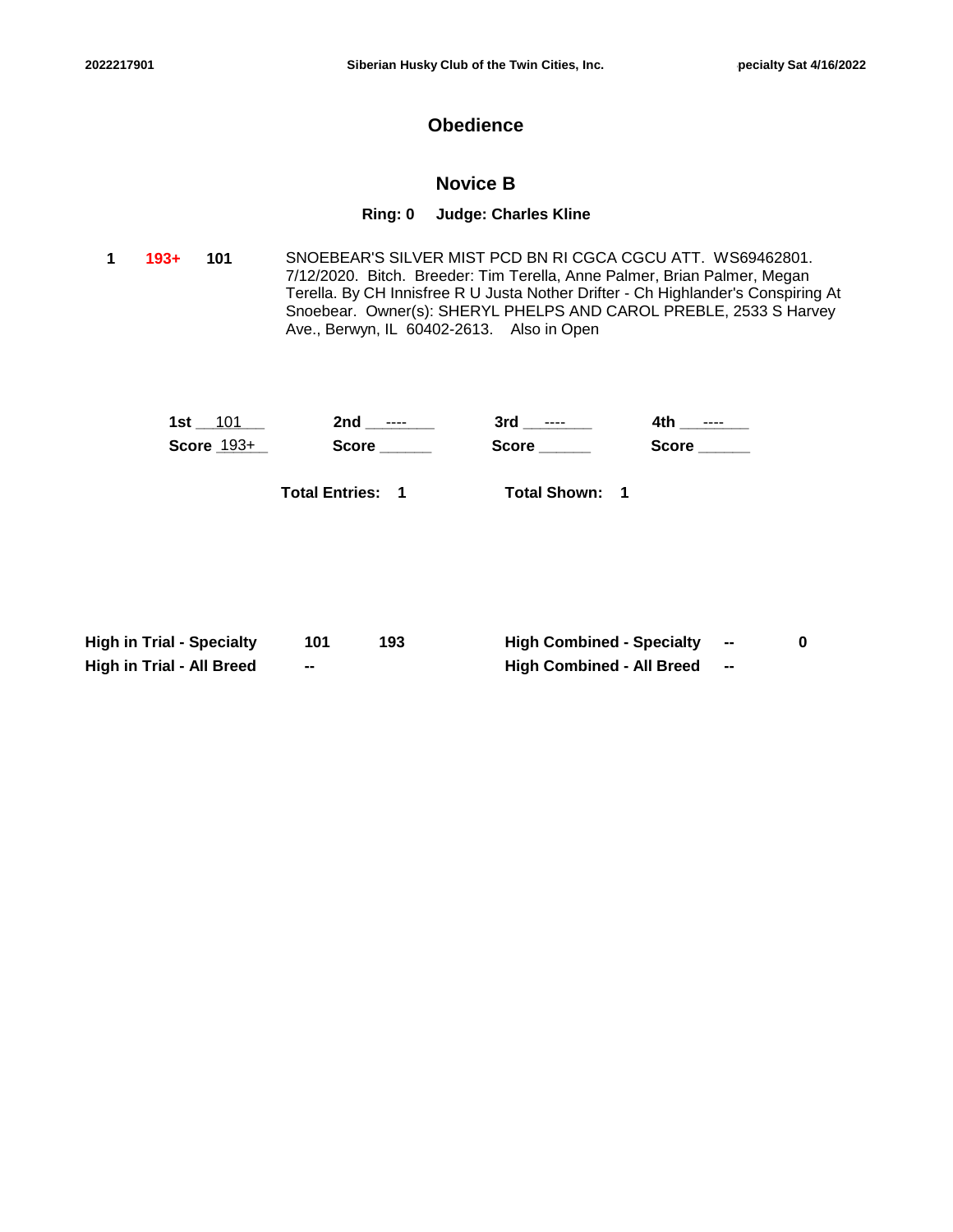# Obedience

## Novice B

**Ring: 0 Judge: Charles Kline**

**1** **193+** **101** SNOEBEAR'S SILVER MIST PCD BN RI CGCA CGCU ATT. WS69462801. 7/12/2020. Bitch. Breeder: Tim Terella, Anne Palmer, Brian Palmer, Megan Terella. By CH Innisfree R U Justa Nother Drifter - Ch Highlander's Conspiring At Snoebear. Owner(s): SHERYL PHELPS AND CAROL PREBLE, 2533 S Harvey Ave., Berwyn, IL 60402-2613. Also in Open

| 1st | 2nd | 3rd | 4th |
|---|---|---|---|
| 101 | ---- | ---- | ---- |
| Score 193+ | Score ______ | Score ______ | Score ______ |

**Total Entries: 1** **Total Shown: 1**

| | | | | | |
|---|---|---|---|---|---|
| **High in Trial - Specialty** | 101 | 193 | **High Combined - Specialty** | -- | 0 |
| **High in Trial - All Breed** | -- | | **High Combined - All Breed** | -- | |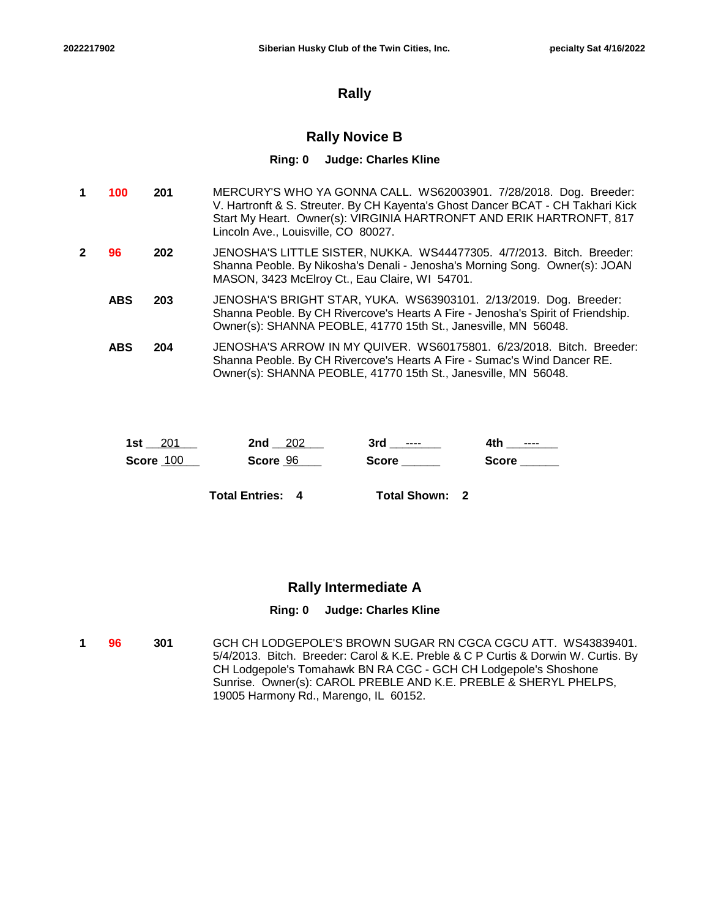## Rally

### Rally Novice B

**Ring: 0 Judge: Charles Kline**

| Place | Score | Armband | Entry |
|---|---|---|---|
| 1 | 100 | 201 | MERCURY'S WHO YA GONNA CALL. WS62003901. 7/28/2018. Dog. Breeder: V. Hartronft & S. Streuter. By CH Kayenta's Ghost Dancer BCAT - CH Takhari Kick Start My Heart. Owner(s): VIRGINIA HARTRONFT AND ERIK HARTRONFT, 817 Lincoln Ave., Louisville, CO 80027. |
| 2 | 96 | 202 | JENOSHA'S LITTLE SISTER, NUKKA. WS44477305. 4/7/2013. Bitch. Breeder: Shanna Peoble. By Nikosha's Denali - Jenosha's Morning Song. Owner(s): JOAN MASON, 3423 McElroy Ct., Eau Claire, WI 54701. |
| | ABS | 203 | JENOSHA'S BRIGHT STAR, YUKA. WS63903101. 2/13/2019. Dog. Breeder: Shanna Peoble. By CH Rivercove's Hearts A Fire - Jenosha's Spirit of Friendship. Owner(s): SHANNA PEOBLE, 41770 15th St., Janesville, MN 56048. |
| | ABS | 204 | JENOSHA'S ARROW IN MY QUIVER. WS60175801. 6/23/2018. Bitch. Breeder: Shanna Peoble. By CH Rivercove's Hearts A Fire - Sumac's Wind Dancer RE. Owner(s): SHANNA PEOBLE, 41770 15th St., Janesville, MN 56048. |

| 1st 201 | 2nd 202 | 3rd ---- | 4th ---- |
|---|---|---|---|
| Score 100 | Score 96 | Score | Score |

**Total Entries: 4** **Total Shown: 2**

### Rally Intermediate A

**Ring: 0 Judge: Charles Kline**

| Place | Score | Armband | Entry |
|---|---|---|---|
| 1 | 96 | 301 | GCH CH LODGEPOLE'S BROWN SUGAR RN CGCA CGCU ATT. WS43839401. 5/4/2013. Bitch. Breeder: Carol & K.E. Preble & C P Curtis & Dorwin W. Curtis. By CH Lodgepole's Tomahawk BN RA CGC - GCH CH Lodgepole's Shoshone Sunrise. Owner(s): CAROL PREBLE AND K.E. PREBLE & SHERYL PHELPS, 19005 Harmony Rd., Marengo, IL 60152. |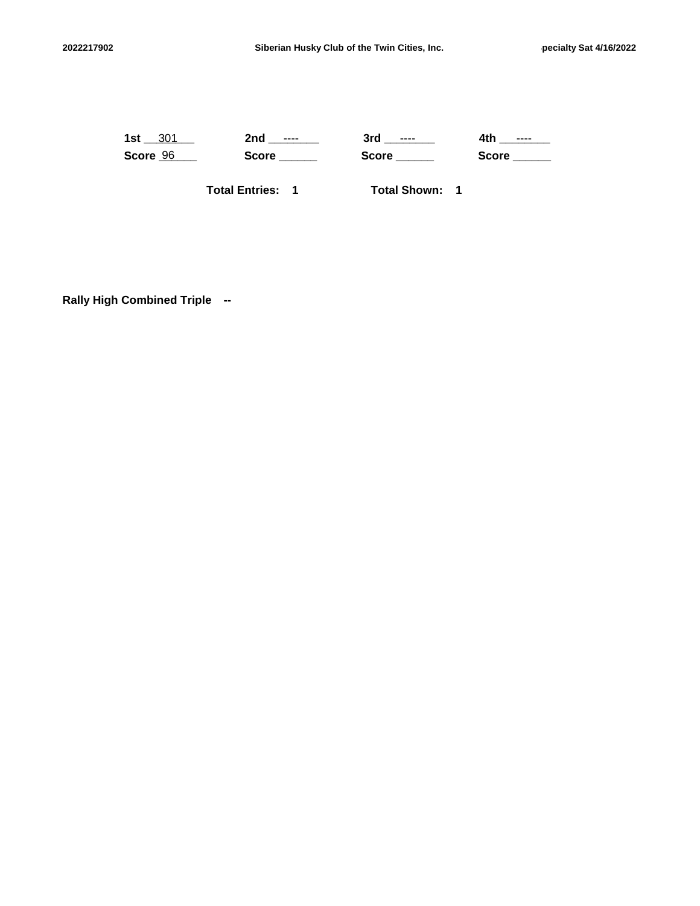| | | | |
|---|---|---|---|
| **1st** 301 | **2nd** ---- | **3rd** ---- | **4th** ---- |
| **Score** 96 | **Score** | **Score** | **Score** |

**Total Entries: 1** **Total Shown: 1**

**Rally High Combined Triple --**